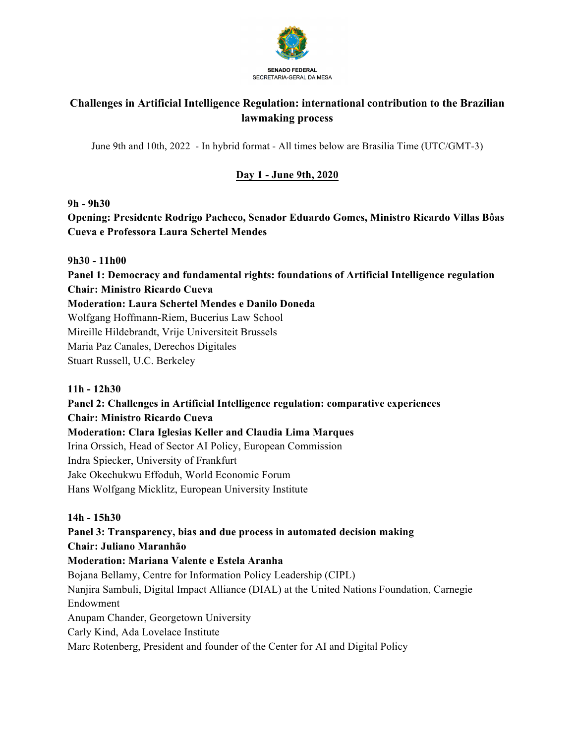SENADO FEDERAL
SECRETARIA-GERAL DA MESA

# Challenges in Artificial Intelligence Regulation: international contribution to the Brazilian lawmaking process

June 9th and 10th, 2022 - In hybrid format - All times below are Brasilia Time (UTC/GMT-3)

## Day 1 - June 9th, 2020

**9h - 9h30**
**Opening: Presidente Rodrigo Pacheco, Senador Eduardo Gomes, Ministro Ricardo Villas Bôas Cueva e Professora Laura Schertel Mendes**

**9h30 - 11h00**
**Panel 1: Democracy and fundamental rights: foundations of Artificial Intelligence regulation**
**Chair: Ministro Ricardo Cueva**
**Moderation: Laura Schertel Mendes e Danilo Doneda**
Wolfgang Hoffmann-Riem, Bucerius Law School
Mireille Hildebrandt, Vrije Universiteit Brussels
Maria Paz Canales, Derechos Digitales
Stuart Russell, U.C. Berkeley

**11h - 12h30**
**Panel 2: Challenges in Artificial Intelligence regulation: comparative experiences**
**Chair: Ministro Ricardo Cueva**
**Moderation: Clara Iglesias Keller and Claudia Lima Marques**
Irina Orssich, Head of Sector AI Policy, European Commission
Indra Spiecker, University of Frankfurt
Jake Okechukwu Effoduh, World Economic Forum
Hans Wolfgang Micklitz, European University Institute

**14h - 15h30**
**Panel 3: Transparency, bias and due process in automated decision making**
**Chair: Juliano Maranhão**
**Moderation: Mariana Valente e Estela Aranha**
Bojana Bellamy, Centre for Information Policy Leadership (CIPL)
Nanjira Sambuli, Digital Impact Alliance (DIAL) at the United Nations Foundation, Carnegie Endowment
Anupam Chander, Georgetown University
Carly Kind, Ada Lovelace Institute
Marc Rotenberg, President and founder of the Center for AI and Digital Policy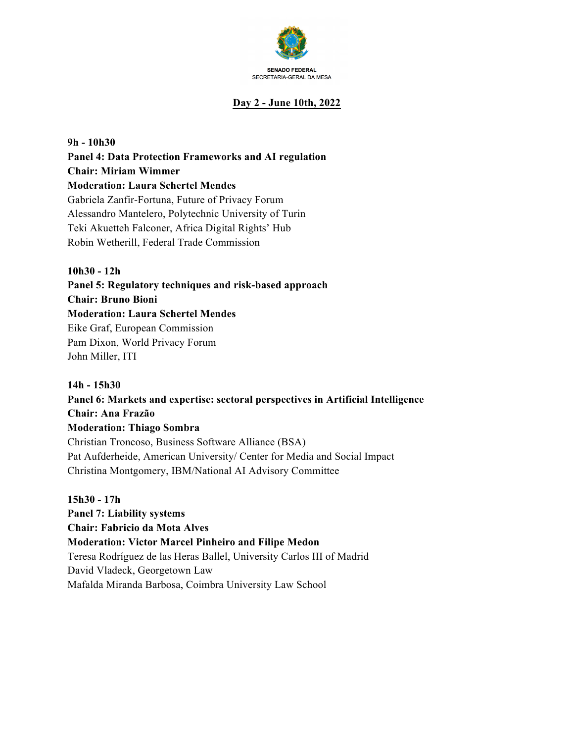SENADO FEDERAL
SECRETARIA-GERAL DA MESA

## Day 2 - June 10th, 2022

**9h - 10h30**
**Panel 4: Data Protection Frameworks and AI regulation**
**Chair: Miriam Wimmer**
**Moderation: Laura Schertel Mendes**
Gabriela Zanfir-Fortuna, Future of Privacy Forum
Alessandro Mantelero, Polytechnic University of Turin
Teki Akuetteh Falconer, Africa Digital Rights' Hub
Robin Wetherill, Federal Trade Commission

**10h30 - 12h**
**Panel 5: Regulatory techniques and risk-based approach**
**Chair: Bruno Bioni**
**Moderation: Laura Schertel Mendes**
Eike Graf, European Commission
Pam Dixon, World Privacy Forum
John Miller, ITI

**14h - 15h30**
**Panel 6: Markets and expertise: sectoral perspectives in Artificial Intelligence**
**Chair: Ana Frazão**
**Moderation: Thiago Sombra**
Christian Troncoso, Business Software Alliance (BSA)
Pat Aufderheide, American University/ Center for Media and Social Impact
Christina Montgomery, IBM/National AI Advisory Committee

**15h30 - 17h**
**Panel 7: Liability systems**
**Chair: Fabricio da Mota Alves**
**Moderation: Victor Marcel Pinheiro and Filipe Medon**
Teresa Rodríguez de las Heras Ballel, University Carlos III of Madrid
David Vladeck, Georgetown Law
Mafalda Miranda Barbosa, Coimbra University Law School